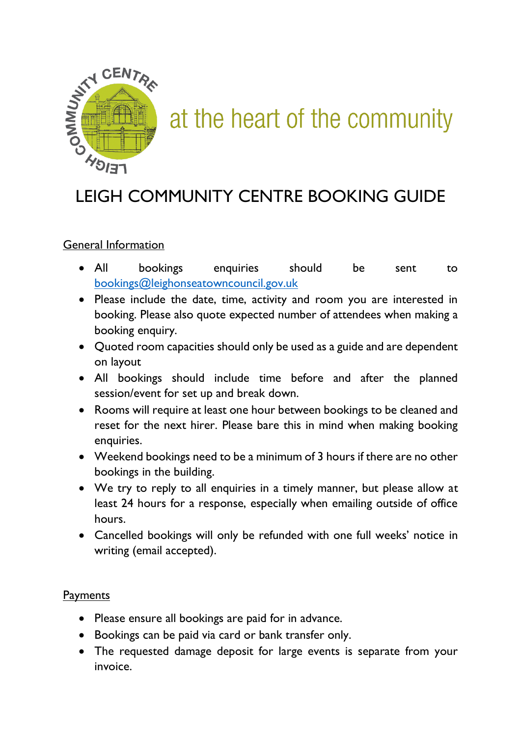at the heart of the community

# LEIGH COMMUNITY CENTRE BOOKING GUIDE

## General Information

- All bookings enquiries should be sent to bookings@leighonseatowncouncil.gov.uk
- Please include the date, time, activity and room you are interested in booking. Please also quote expected number of attendees when making a booking enquiry.
- Quoted room capacities should only be used as a guide and are dependent on layout
- All bookings should include time before and after the planned session/event for set up and break down.
- Rooms will require at least one hour between bookings to be cleaned and reset for the next hirer. Please bare this in mind when making booking enquiries.
- Weekend bookings need to be a minimum of 3 hours if there are no other bookings in the building.
- We try to reply to all enquiries in a timely manner, but please allow at least 24 hours for a response, especially when emailing outside of office hours.
- Cancelled bookings will only be refunded with one full weeks' notice in writing (email accepted).

## Payments

- Please ensure all bookings are paid for in advance.
- Bookings can be paid via card or bank transfer only.
- The requested damage deposit for large events is separate from your invoice.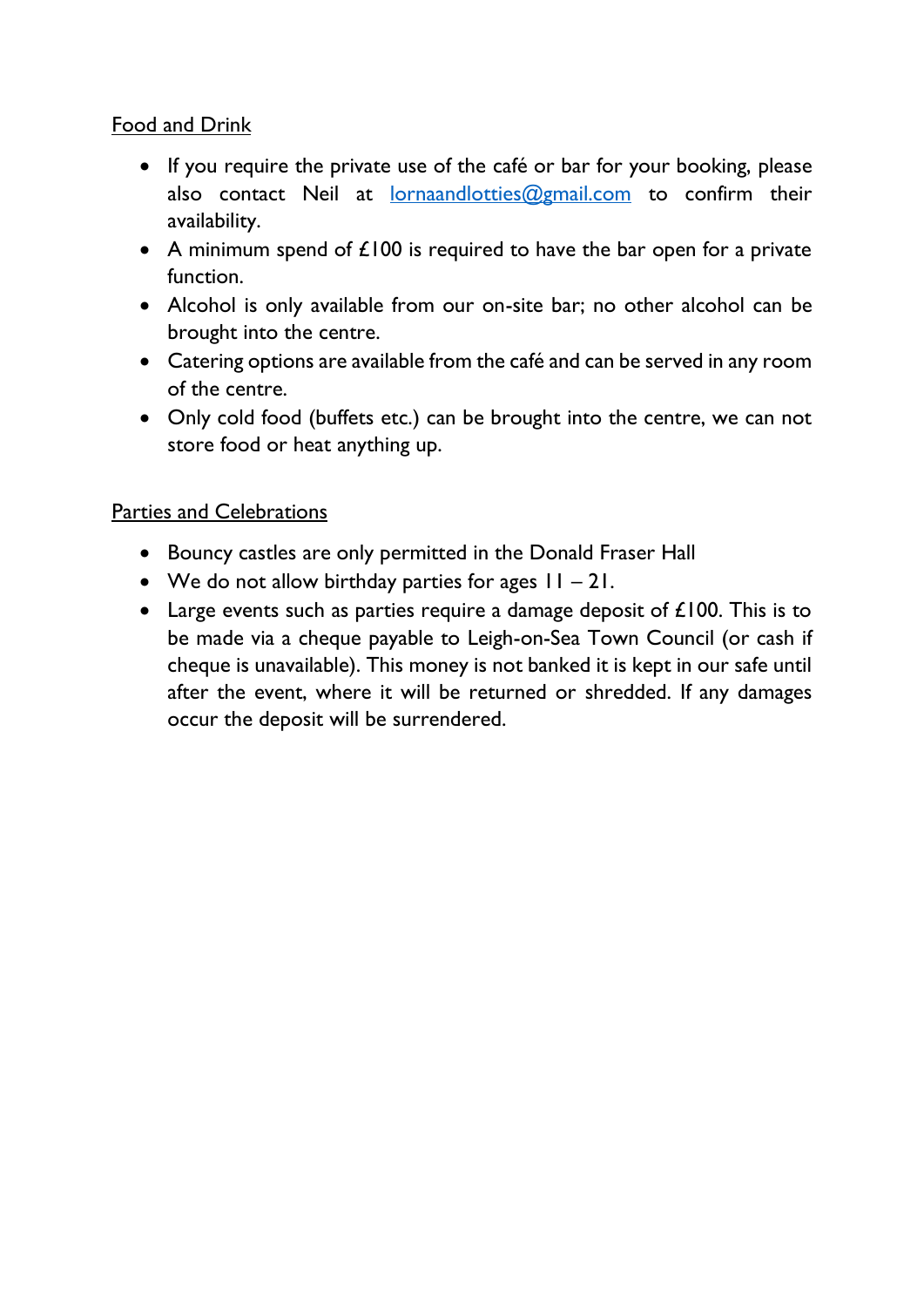Food and Drink

- If you require the private use of the café or bar for your booking, please also contact Neil at lornaandlotties@gmail.com to confirm their availability.
- A minimum spend of £100 is required to have the bar open for a private function.
- Alcohol is only available from our on-site bar; no other alcohol can be brought into the centre.
- Catering options are available from the café and can be served in any room of the centre.
- Only cold food (buffets etc.) can be brought into the centre, we can not store food or heat anything up.

Parties and Celebrations

- Bouncy castles are only permitted in the Donald Fraser Hall
- We do not allow birthday parties for ages 11 – 21.
- Large events such as parties require a damage deposit of £100. This is to be made via a cheque payable to Leigh-on-Sea Town Council (or cash if cheque is unavailable). This money is not banked it is kept in our safe until after the event, where it will be returned or shredded. If any damages occur the deposit will be surrendered.